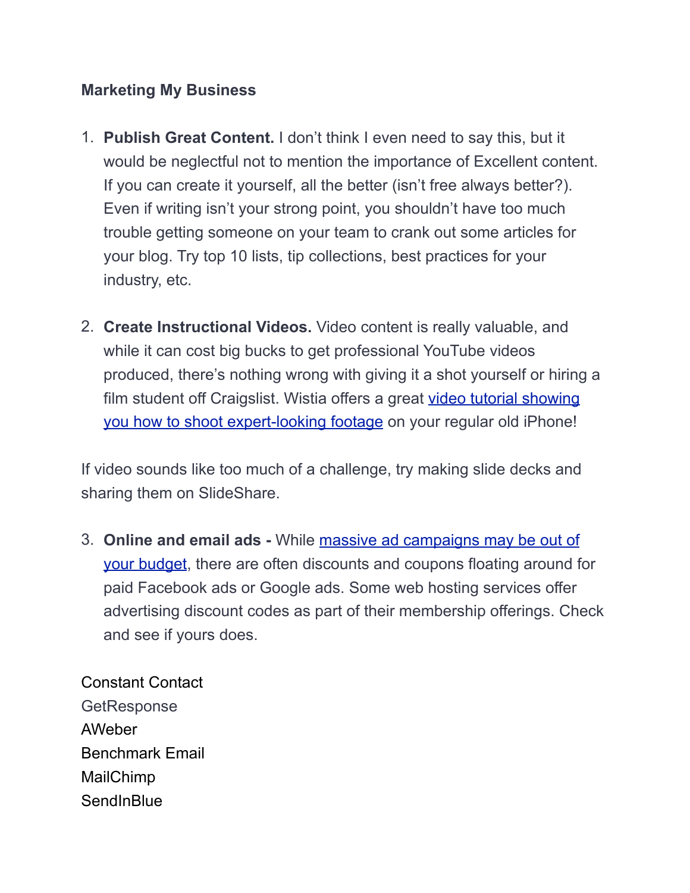**Marketing My Business**

1. **Publish Great Content.** I don't think I even need to say this, but it would be neglectful not to mention the importance of Excellent content. If you can create it yourself, all the better (isn't free always better?). Even if writing isn't your strong point, you shouldn't have too much trouble getting someone on your team to crank out some articles for your blog. Try top 10 lists, tip collections, best practices for your industry, etc.

2. **Create Instructional Videos.** Video content is really valuable, and while it can cost big bucks to get professional YouTube videos produced, there's nothing wrong with giving it a shot yourself or hiring a film student off Craigslist. Wistia offers a great video tutorial showing you how to shoot expert-looking footage on your regular old iPhone!

If video sounds like too much of a challenge, try making slide decks and sharing them on SlideShare.

3. **Online and email ads -** While massive ad campaigns may be out of your budget, there are often discounts and coupons floating around for paid Facebook ads or Google ads. Some web hosting services offer advertising discount codes as part of their membership offerings. Check and see if yours does.

Constant Contact
GetResponse
AWeber
Benchmark Email
MailChimp
SendInBlue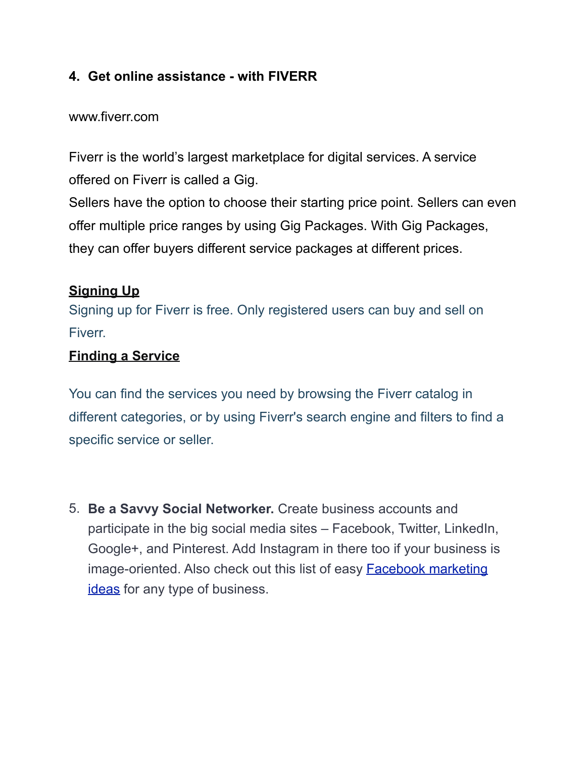4. **Get online assistance - with FIVERR**

www.fiverr.com

Fiverr is the world's largest marketplace for digital services. A service offered on Fiverr is called a Gig.
Sellers have the option to choose their starting price point. Sellers can even offer multiple price ranges by using Gig Packages. With Gig Packages, they can offer buyers different service packages at different prices.

**Signing Up**

Signing up for Fiverr is free. Only registered users can buy and sell on Fiverr.

**Finding a Service**

You can find the services you need by browsing the Fiverr catalog in different categories, or by using Fiverr's search engine and filters to find a specific service or seller.

5. **Be a Savvy Social Networker.** Create business accounts and participate in the big social media sites – Facebook, Twitter, LinkedIn, Google+, and Pinterest. Add Instagram in there too if your business is image-oriented. Also check out this list of easy Facebook marketing ideas for any type of business.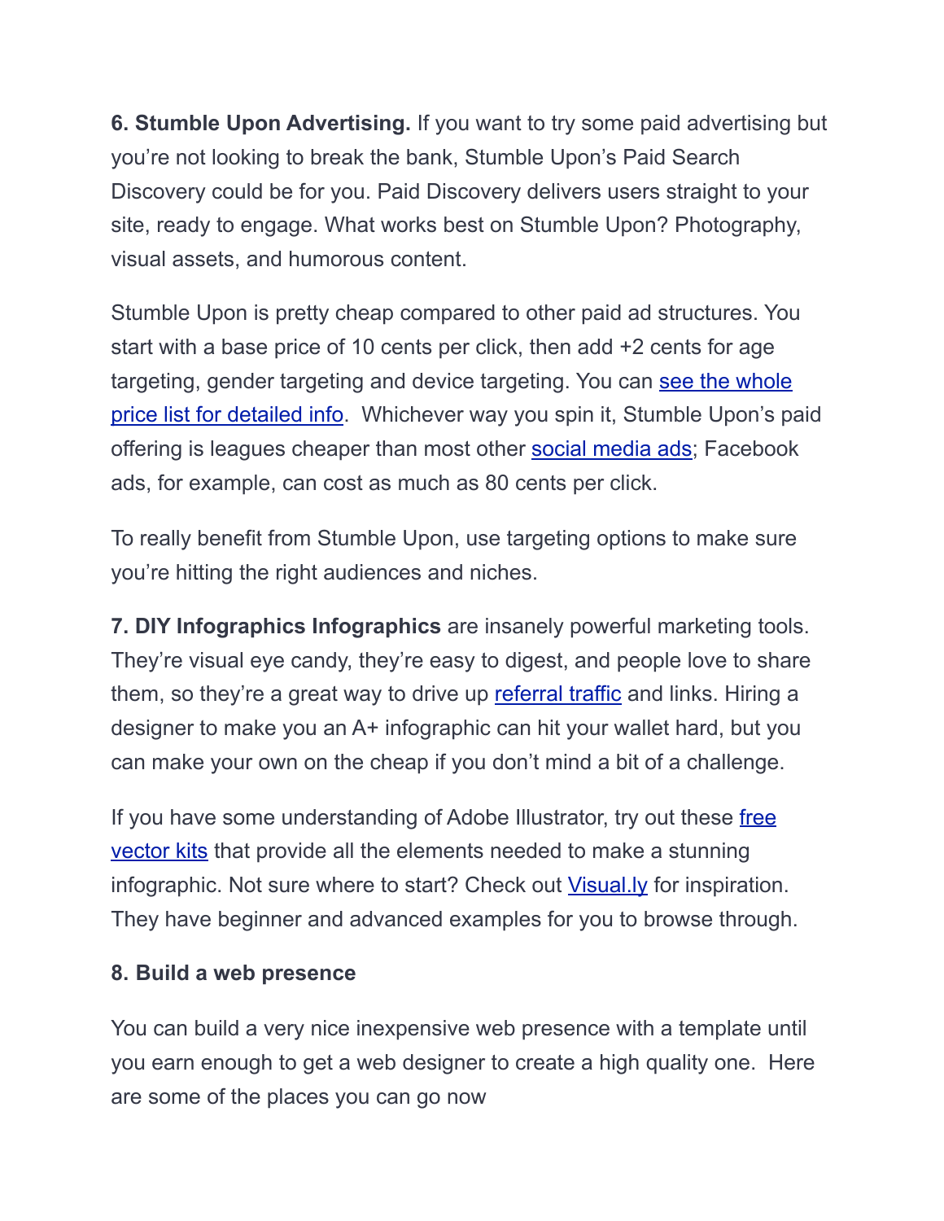**6. Stumble Upon Advertising.** If you want to try some paid advertising but you're not looking to break the bank, Stumble Upon's Paid Search Discovery could be for you. Paid Discovery delivers users straight to your site, ready to engage. What works best on Stumble Upon? Photography, visual assets, and humorous content.

Stumble Upon is pretty cheap compared to other paid ad structures. You start with a base price of 10 cents per click, then add +2 cents for age targeting, gender targeting and device targeting. You can see the whole price list for detailed info. Whichever way you spin it, Stumble Upon's paid offering is leagues cheaper than most other social media ads; Facebook ads, for example, can cost as much as 80 cents per click.

To really benefit from Stumble Upon, use targeting options to make sure you're hitting the right audiences and niches.

**7. DIY Infographics Infographics** are insanely powerful marketing tools. They're visual eye candy, they're easy to digest, and people love to share them, so they're a great way to drive up referral traffic and links. Hiring a designer to make you an A+ infographic can hit your wallet hard, but you can make your own on the cheap if you don't mind a bit of a challenge.

If you have some understanding of Adobe Illustrator, try out these free vector kits that provide all the elements needed to make a stunning infographic. Not sure where to start? Check out Visual.ly for inspiration. They have beginner and advanced examples for you to browse through.

**8. Build a web presence**

You can build a very nice inexpensive web presence with a template until you earn enough to get a web designer to create a high quality one. Here are some of the places you can go now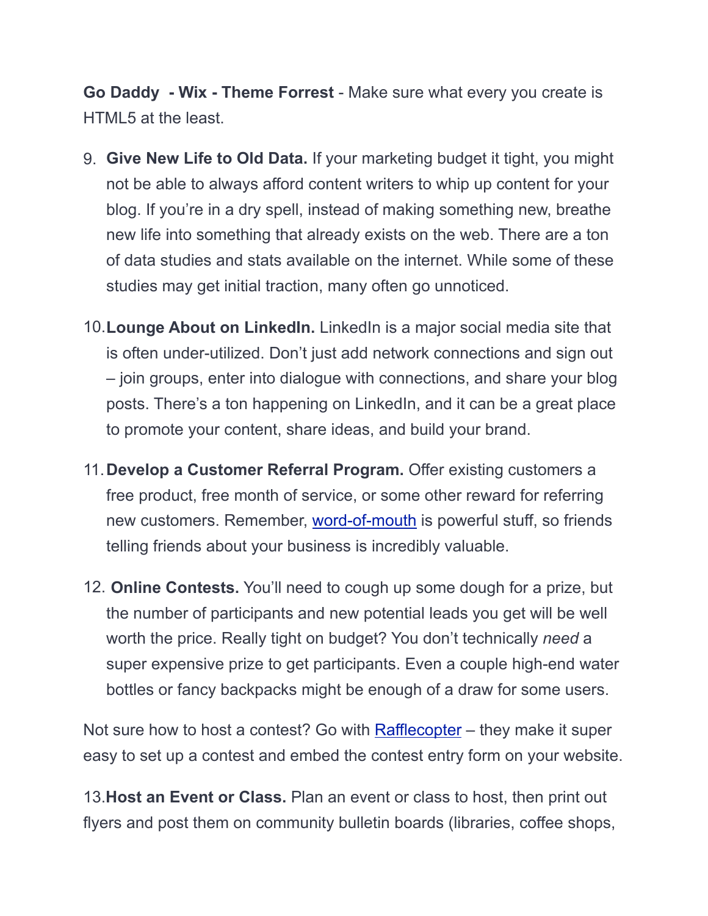**Go Daddy  - Wix - Theme Forrest** - Make sure what every you create is HTML5 at the least.

9. **Give New Life to Old Data.** If your marketing budget it tight, you might not be able to always afford content writers to whip up content for your blog. If you're in a dry spell, instead of making something new, breathe new life into something that already exists on the web. There are a ton of data studies and stats available on the internet. While some of these studies may get initial traction, many often go unnoticed.

10. **Lounge About on LinkedIn.** LinkedIn is a major social media site that is often under-utilized. Don't just add network connections and sign out – join groups, enter into dialogue with connections, and share your blog posts. There's a ton happening on LinkedIn, and it can be a great place to promote your content, share ideas, and build your brand.

11. **Develop a Customer Referral Program.** Offer existing customers a free product, free month of service, or some other reward for referring new customers. Remember, word-of-mouth is powerful stuff, so friends telling friends about your business is incredibly valuable.

12. **Online Contests.** You'll need to cough up some dough for a prize, but the number of participants and new potential leads you get will be well worth the price. Really tight on budget? You don't technically *need* a super expensive prize to get participants. Even a couple high-end water bottles or fancy backpacks might be enough of a draw for some users.

Not sure how to host a contest? Go with Rafflecopter – they make it super easy to set up a contest and embed the contest entry form on your website.

13. **Host an Event or Class.** Plan an event or class to host, then print out flyers and post them on community bulletin boards (libraries, coffee shops,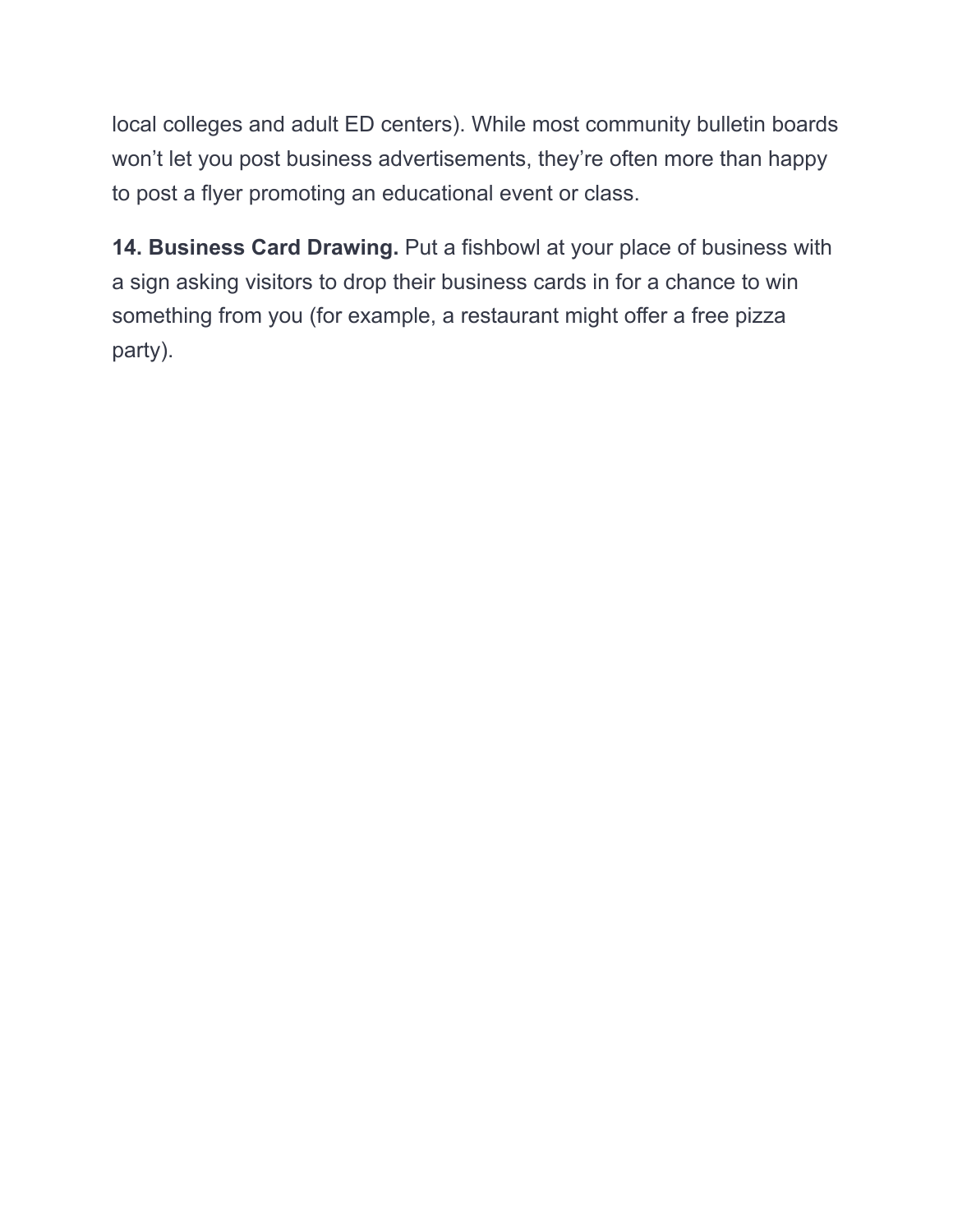local colleges and adult ED centers). While most community bulletin boards won't let you post business advertisements, they're often more than happy to post a flyer promoting an educational event or class.

**14. Business Card Drawing.** Put a fishbowl at your place of business with a sign asking visitors to drop their business cards in for a chance to win something from you (for example, a restaurant might offer a free pizza party).